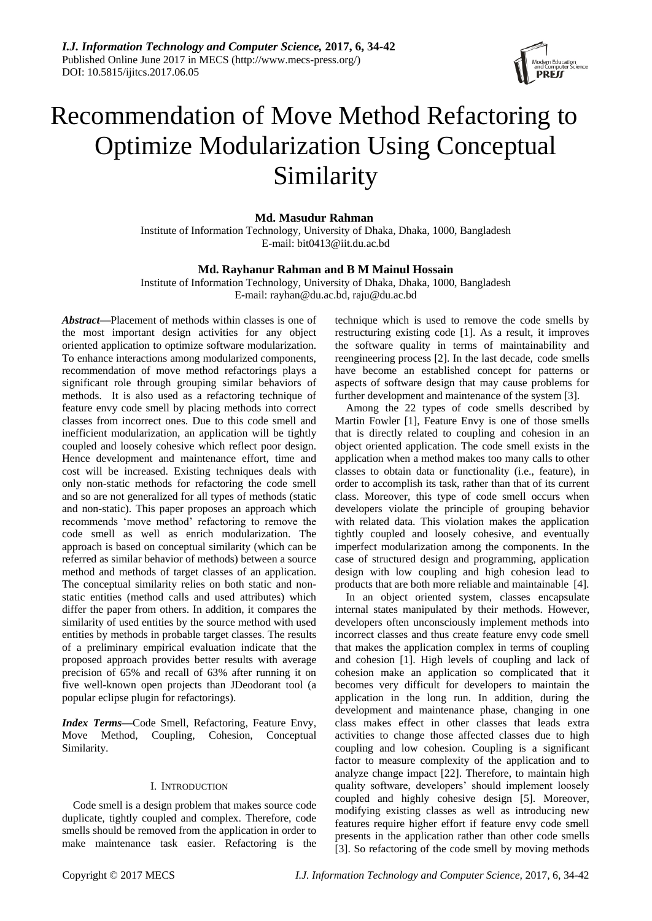# Recommendation of Move Method Refactoring to Optimize Modularization Using Conceptual Similarity

**Md. Masudur Rahman**

Institute of Information Technology, University of Dhaka, Dhaka, 1000, Bangladesh
E-mail: bit0413@iit.du.ac.bd

**Md. Rayhanur Rahman and B M Mainul Hossain**

Institute of Information Technology, University of Dhaka, Dhaka, 1000, Bangladesh
E-mail: rayhan@du.ac.bd, raju@du.ac.bd

***Abstract*****—**Placement of methods within classes is one of the most important design activities for any object oriented application to optimize software modularization. To enhance interactions among modularized components, recommendation of move method refactorings plays a significant role through grouping similar behaviors of methods. It is also used as a refactoring technique of feature envy code smell by placing methods into correct classes from incorrect ones. Due to this code smell and inefficient modularization, an application will be tightly coupled and loosely cohesive which reflect poor design. Hence development and maintenance effort, time and cost will be increased. Existing techniques deals with only non-static methods for refactoring the code smell and so are not generalized for all types of methods (static and non-static). This paper proposes an approach which recommends 'move method' refactoring to remove the code smell as well as enrich modularization. The approach is based on conceptual similarity (which can be referred as similar behavior of methods) between a source method and methods of target classes of an application. The conceptual similarity relies on both static and non-static entities (method calls and used attributes) which differ the paper from others. In addition, it compares the similarity of used entities by the source method with used entities by methods in probable target classes. The results of a preliminary empirical evaluation indicate that the proposed approach provides better results with average precision of 65% and recall of 63% after running it on five well-known open projects than JDeodorant tool (a popular eclipse plugin for refactorings).

***Index Terms*****—**Code Smell, Refactoring, Feature Envy, Move Method, Coupling, Cohesion, Conceptual Similarity.

## I. Introduction

Code smell is a design problem that makes source code duplicate, tightly coupled and complex. Therefore, code smells should be removed from the application in order to make maintenance task easier. Refactoring is the technique which is used to remove the code smells by restructuring existing code [1]. As a result, it improves the software quality in terms of maintainability and reengineering process [2]. In the last decade, code smells have become an established concept for patterns or aspects of software design that may cause problems for further development and maintenance of the system [3].

Among the 22 types of code smells described by Martin Fowler [1], Feature Envy is one of those smells that is directly related to coupling and cohesion in an object oriented application. The code smell exists in the application when a method makes too many calls to other classes to obtain data or functionality (i.e., feature), in order to accomplish its task, rather than that of its current class. Moreover, this type of code smell occurs when developers violate the principle of grouping behavior with related data. This violation makes the application tightly coupled and loosely cohesive, and eventually imperfect modularization among the components. In the case of structured design and programming, application design with low coupling and high cohesion lead to products that are both more reliable and maintainable [4].

In an object oriented system, classes encapsulate internal states manipulated by their methods. However, developers often unconsciously implement methods into incorrect classes and thus create feature envy code smell that makes the application complex in terms of coupling and cohesion [1]. High levels of coupling and lack of cohesion make an application so complicated that it becomes very difficult for developers to maintain the application in the long run. In addition, during the development and maintenance phase, changing in one class makes effect in other classes that leads extra activities to change those affected classes due to high coupling and low cohesion. Coupling is a significant factor to measure complexity of the application and to analyze change impact [22]. Therefore, to maintain high quality software, developers' should implement loosely coupled and highly cohesive design [5]. Moreover, modifying existing classes as well as introducing new features require higher effort if feature envy code smell presents in the application rather than other code smells [3]. So refactoring of the code smell by moving methods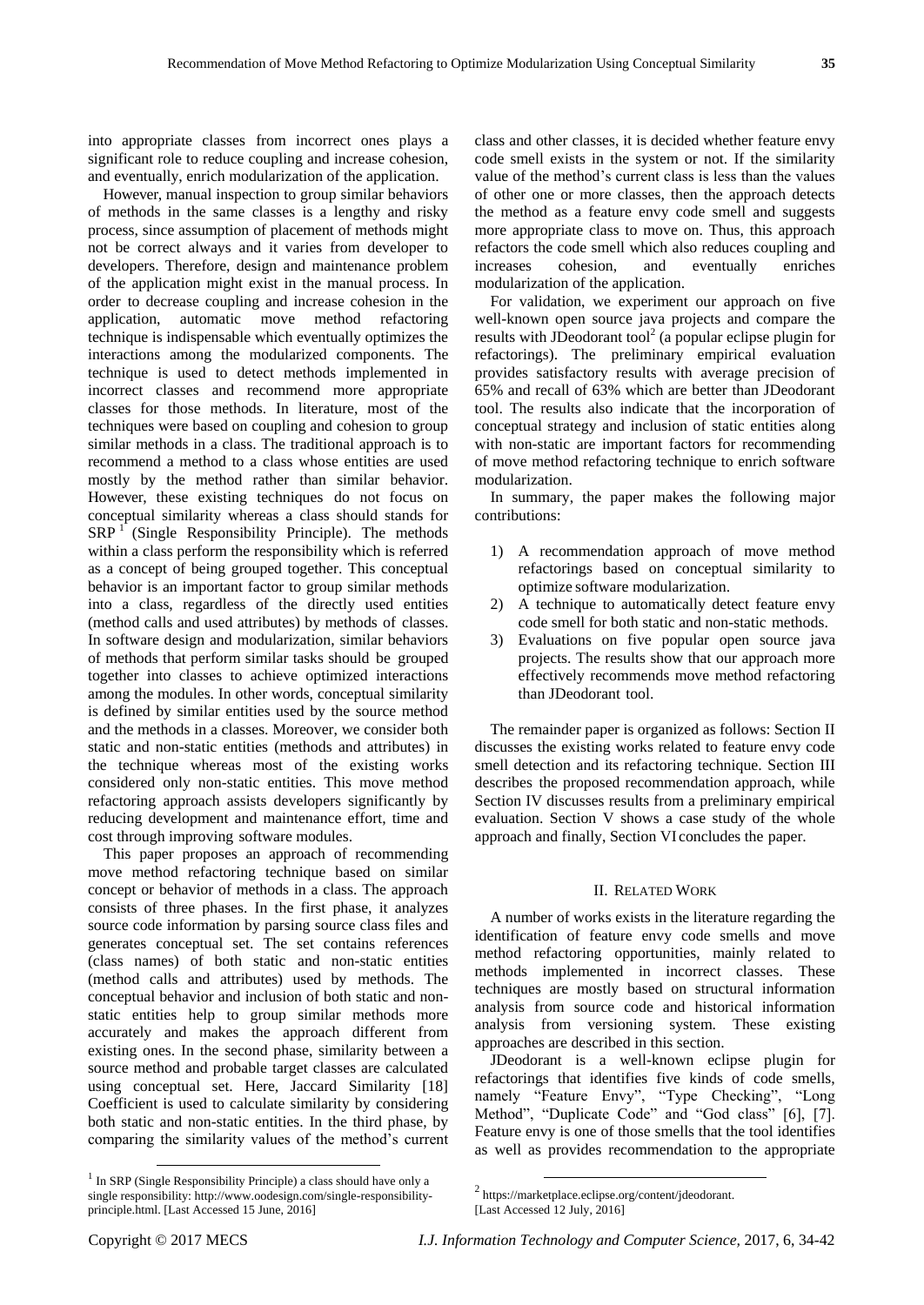into appropriate classes from incorrect ones plays a significant role to reduce coupling and increase cohesion, and eventually, enrich modularization of the application.

However, manual inspection to group similar behaviors of methods in the same classes is a lengthy and risky process, since assumption of placement of methods might not be correct always and it varies from developer to developers. Therefore, design and maintenance problem of the application might exist in the manual process. In order to decrease coupling and increase cohesion in the application, automatic move method refactoring technique is indispensable which eventually optimizes the interactions among the modularized components. The technique is used to detect methods implemented in incorrect classes and recommend more appropriate classes for those methods. In literature, most of the techniques were based on coupling and cohesion to group similar methods in a class. The traditional approach is to recommend a method to a class whose entities are used mostly by the method rather than similar behavior. However, these existing techniques do not focus on conceptual similarity whereas a class should stands for SRP [1] (Single Responsibility Principle). The methods within a class perform the responsibility which is referred as a concept of being grouped together. This conceptual behavior is an important factor to group similar methods into a class, regardless of the directly used entities (method calls and used attributes) by methods of classes. In software design and modularization, similar behaviors of methods that perform similar tasks should be grouped together into classes to achieve optimized interactions among the modules. In other words, conceptual similarity is defined by similar entities used by the source method and the methods in a classes. Moreover, we consider both static and non-static entities (methods and attributes) in the technique whereas most of the existing works considered only non-static entities. This move method refactoring approach assists developers significantly by reducing development and maintenance effort, time and cost through improving software modules.

This paper proposes an approach of recommending move method refactoring technique based on similar concept or behavior of methods in a class. The approach consists of three phases. In the first phase, it analyzes source code information by parsing source class files and generates conceptual set. The set contains references (class names) of both static and non-static entities (method calls and attributes) used by methods. The conceptual behavior and inclusion of both static and non-static entities help to group similar methods more accurately and makes the approach different from existing ones. In the second phase, similarity between a source method and probable target classes are calculated using conceptual set. Here, Jaccard Similarity [18] Coefficient is used to calculate similarity by considering both static and non-static entities. In the third phase, by comparing the similarity values of the method's current class and other classes, it is decided whether feature envy code smell exists in the system or not. If the similarity value of the method's current class is less than the values of other one or more classes, then the approach detects the method as a feature envy code smell and suggests more appropriate class to move on. Thus, this approach refactors the code smell which also reduces coupling and increases cohesion, and eventually enriches modularization of the application.

For validation, we experiment our approach on five well-known open source java projects and compare the results with JDeodorant tool[2] (a popular eclipse plugin for refactorings). The preliminary empirical evaluation provides satisfactory results with average precision of 65% and recall of 63% which are better than JDeodorant tool. The results also indicate that the incorporation of conceptual strategy and inclusion of static entities along with non-static are important factors for recommending of move method refactoring technique to enrich software modularization.

In summary, the paper makes the following major contributions:

1) A recommendation approach of move method refactorings based on conceptual similarity to optimize software modularization.
2) A technique to automatically detect feature envy code smell for both static and non-static methods.
3) Evaluations on five popular open source java projects. The results show that our approach more effectively recommends move method refactoring than JDeodorant tool.

The remainder paper is organized as follows: Section II discusses the existing works related to feature envy code smell detection and its refactoring technique. Section III describes the proposed recommendation approach, while Section IV discusses results from a preliminary empirical evaluation. Section V shows a case study of the whole approach and finally, Section VI concludes the paper.

## II. Related Work

A number of works exists in the literature regarding the identification of feature envy code smells and move method refactoring opportunities, mainly related to methods implemented in incorrect classes. These techniques are mostly based on structural information analysis from source code and historical information analysis from versioning system. These existing approaches are described in this section.

JDeodorant is a well-known eclipse plugin for refactorings that identifies five kinds of code smells, namely "Feature Envy", "Type Checking", "Long Method", "Duplicate Code" and "God class" [6], [7]. Feature envy is one of those smells that the tool identifies as well as provides recommendation to the appropriate

[1] In SRP (Single Responsibility Principle) a class should have only a single responsibility: http://www.oodesign.com/single-responsibility-principle.html. [Last Accessed 15 June, 2016]

[2] https://marketplace.eclipse.org/content/jdeodorant. [Last Accessed 12 July, 2016]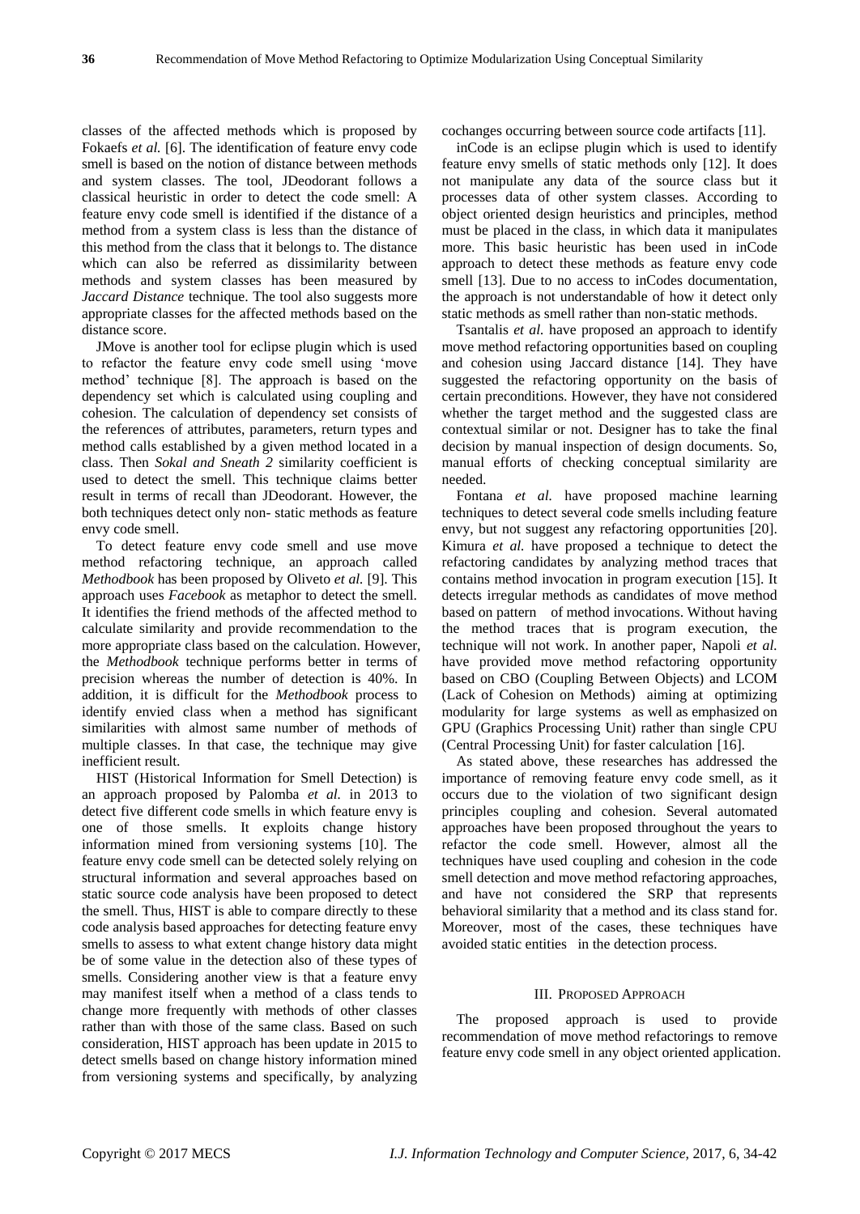classes of the affected methods which is proposed by Fokaefs *et al.* [6]. The identification of feature envy code smell is based on the notion of distance between methods and system classes. The tool, JDeodorant follows a classical heuristic in order to detect the code smell: A feature envy code smell is identified if the distance of a method from a system class is less than the distance of this method from the class that it belongs to. The distance which can also be referred as dissimilarity between methods and system classes has been measured by *Jaccard Distance* technique. The tool also suggests more appropriate classes for the affected methods based on the distance score.

JMove is another tool for eclipse plugin which is used to refactor the feature envy code smell using 'move method' technique [8]. The approach is based on the dependency set which is calculated using coupling and cohesion. The calculation of dependency set consists of the references of attributes, parameters, return types and method calls established by a given method located in a class. Then *Sokal and Sneath 2* similarity coefficient is used to detect the smell. This technique claims better result in terms of recall than JDeodorant. However, the both techniques detect only non- static methods as feature envy code smell.

To detect feature envy code smell and use move method refactoring technique, an approach called *Methodbook* has been proposed by Oliveto *et al.* [9]. This approach uses *Facebook* as metaphor to detect the smell. It identifies the friend methods of the affected method to calculate similarity and provide recommendation to the more appropriate class based on the calculation. However, the *Methodbook* technique performs better in terms of precision whereas the number of detection is 40%. In addition, it is difficult for the *Methodbook* process to identify envied class when a method has significant similarities with almost same number of methods of multiple classes. In that case, the technique may give inefficient result.

HIST (Historical Information for Smell Detection) is an approach proposed by Palomba *et al.* in 2013 to detect five different code smells in which feature envy is one of those smells. It exploits change history information mined from versioning systems [10]. The feature envy code smell can be detected solely relying on structural information and several approaches based on static source code analysis have been proposed to detect the smell. Thus, HIST is able to compare directly to these code analysis based approaches for detecting feature envy smells to assess to what extent change history data might be of some value in the detection also of these types of smells. Considering another view is that a feature envy may manifest itself when a method of a class tends to change more frequently with methods of other classes rather than with those of the same class. Based on such consideration, HIST approach has been update in 2015 to detect smells based on change history information mined from versioning systems and specifically, by analyzing cochanges occurring between source code artifacts [11].

inCode is an eclipse plugin which is used to identify feature envy smells of static methods only [12]. It does not manipulate any data of the source class but it processes data of other system classes. According to object oriented design heuristics and principles, method must be placed in the class, in which data it manipulates more. This basic heuristic has been used in inCode approach to detect these methods as feature envy code smell [13]. Due to no access to inCodes documentation, the approach is not understandable of how it detect only static methods as smell rather than non-static methods.

Tsantalis *et al.* have proposed an approach to identify move method refactoring opportunities based on coupling and cohesion using Jaccard distance [14]. They have suggested the refactoring opportunity on the basis of certain preconditions. However, they have not considered whether the target method and the suggested class are contextual similar or not. Designer has to take the final decision by manual inspection of design documents. So, manual efforts of checking conceptual similarity are needed.

Fontana *et al.* have proposed machine learning techniques to detect several code smells including feature envy, but not suggest any refactoring opportunities [20]. Kimura *et al.* have proposed a technique to detect the refactoring candidates by analyzing method traces that contains method invocation in program execution [15]. It detects irregular methods as candidates of move method based on pattern of method invocations. Without having the method traces that is program execution, the technique will not work. In another paper, Napoli *et al.* have provided move method refactoring opportunity based on CBO (Coupling Between Objects) and LCOM (Lack of Cohesion on Methods) aiming at optimizing modularity for large systems as well as emphasized on GPU (Graphics Processing Unit) rather than single CPU (Central Processing Unit) for faster calculation [16].

As stated above, these researches has addressed the importance of removing feature envy code smell, as it occurs due to the violation of two significant design principles coupling and cohesion. Several automated approaches have been proposed throughout the years to refactor the code smell. However, almost all the techniques have used coupling and cohesion in the code smell detection and move method refactoring approaches, and have not considered the SRP that represents behavioral similarity that a method and its class stand for. Moreover, most of the cases, these techniques have avoided static entities in the detection process.

## III. Proposed Approach

The proposed approach is used to provide recommendation of move method refactorings to remove feature envy code smell in any object oriented application.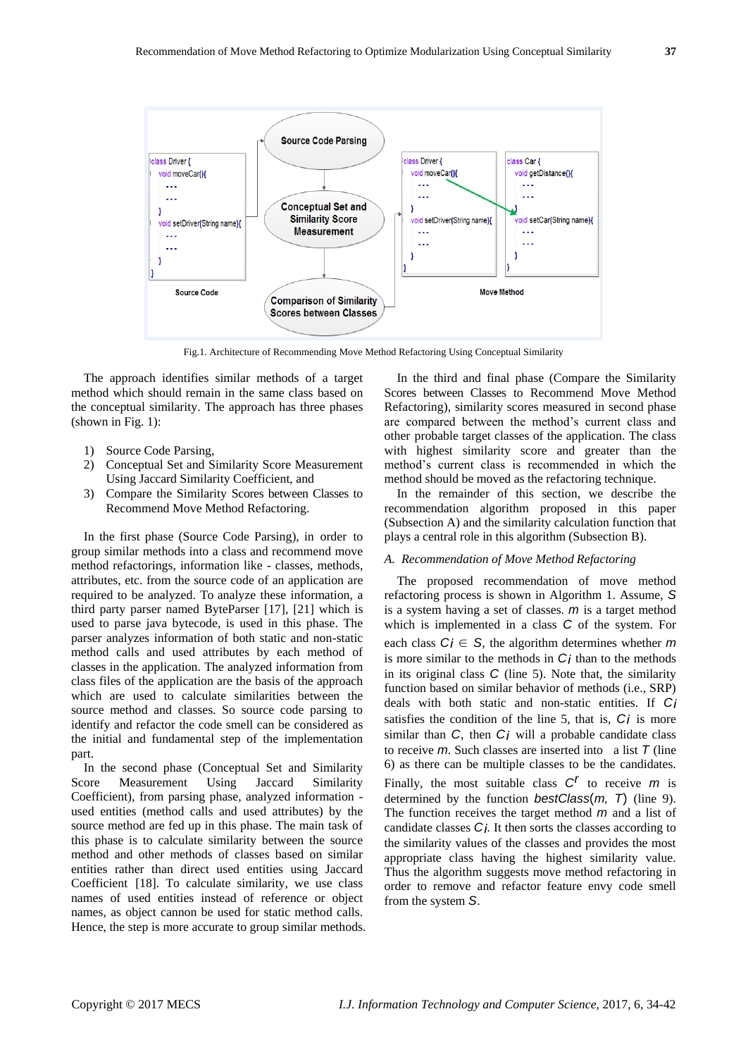Fig.1. Architecture of Recommending Move Method Refactoring Using Conceptual Similarity

The approach identifies similar methods of a target method which should remain in the same class based on the conceptual similarity. The approach has three phases (shown in Fig. 1):

1) Source Code Parsing,
2) Conceptual Set and Similarity Score Measurement Using Jaccard Similarity Coefficient, and
3) Compare the Similarity Scores between Classes to Recommend Move Method Refactoring.

In the first phase (Source Code Parsing), in order to group similar methods into a class and recommend move method refactorings, information like - classes, methods, attributes, etc. from the source code of an application are required to be analyzed. To analyze these information, a third party parser named ByteParser [17], [21] which is used to parse java bytecode, is used in this phase. The parser analyzes information of both static and non-static method calls and used attributes by each method of classes in the application. The analyzed information from class files of the application are the basis of the approach which are used to calculate similarities between the source method and classes. So source code parsing to identify and refactor the code smell can be considered as the initial and fundamental step of the implementation part.

In the second phase (Conceptual Set and Similarity Score Measurement Using Jaccard Similarity Coefficient), from parsing phase, analyzed information - used entities (method calls and used attributes) by the source method are fed up in this phase. The main task of this phase is to calculate similarity between the source method and other methods of classes based on similar entities rather than direct used entities using Jaccard Coefficient [18]. To calculate similarity, we use class names of used entities instead of reference or object names, as object cannon be used for static method calls. Hence, the step is more accurate to group similar methods.

In the third and final phase (Compare the Similarity Scores between Classes to Recommend Move Method Refactoring), similarity scores measured in second phase are compared between the method's current class and other probable target classes of the application. The class with highest similarity score and greater than the method's current class is recommended in which the method should be moved as the refactoring technique.

In the remainder of this section, we describe the recommendation algorithm proposed in this paper (Subsection A) and the similarity calculation function that plays a central role in this algorithm (Subsection B).

### *A. Recommendation of Move Method Refactoring*

The proposed recommendation of move method refactoring process is shown in Algorithm 1. Assume, $S$ is a system having a set of classes. $m$ is a target method which is implemented in a class $C$ of the system. For each class $C_i \in S$, the algorithm determines whether $m$ is more similar to the methods in $C_i$ than to the methods in its original class $C$ (line 5). Note that, the similarity function based on similar behavior of methods (i.e., SRP) deals with both static and non-static entities. If $C_i$ satisfies the condition of the line 5, that is, $C_i$ is more similar than $C$, then $C_i$ will a probable candidate class to receive $m$. Such classes are inserted into a list $T$ (line 6) as there can be multiple classes to be the candidates. Finally, the most suitable class $C^r$ to receive $m$ is determined by the function $bestClass(m, T)$ (line 9). The function receives the target method $m$ and a list of candidate classes $C_i$. It then sorts the classes according to the similarity values of the classes and provides the most appropriate class having the highest similarity value. Thus the algorithm suggests move method refactoring in order to remove and refactor feature envy code smell from the system $S$.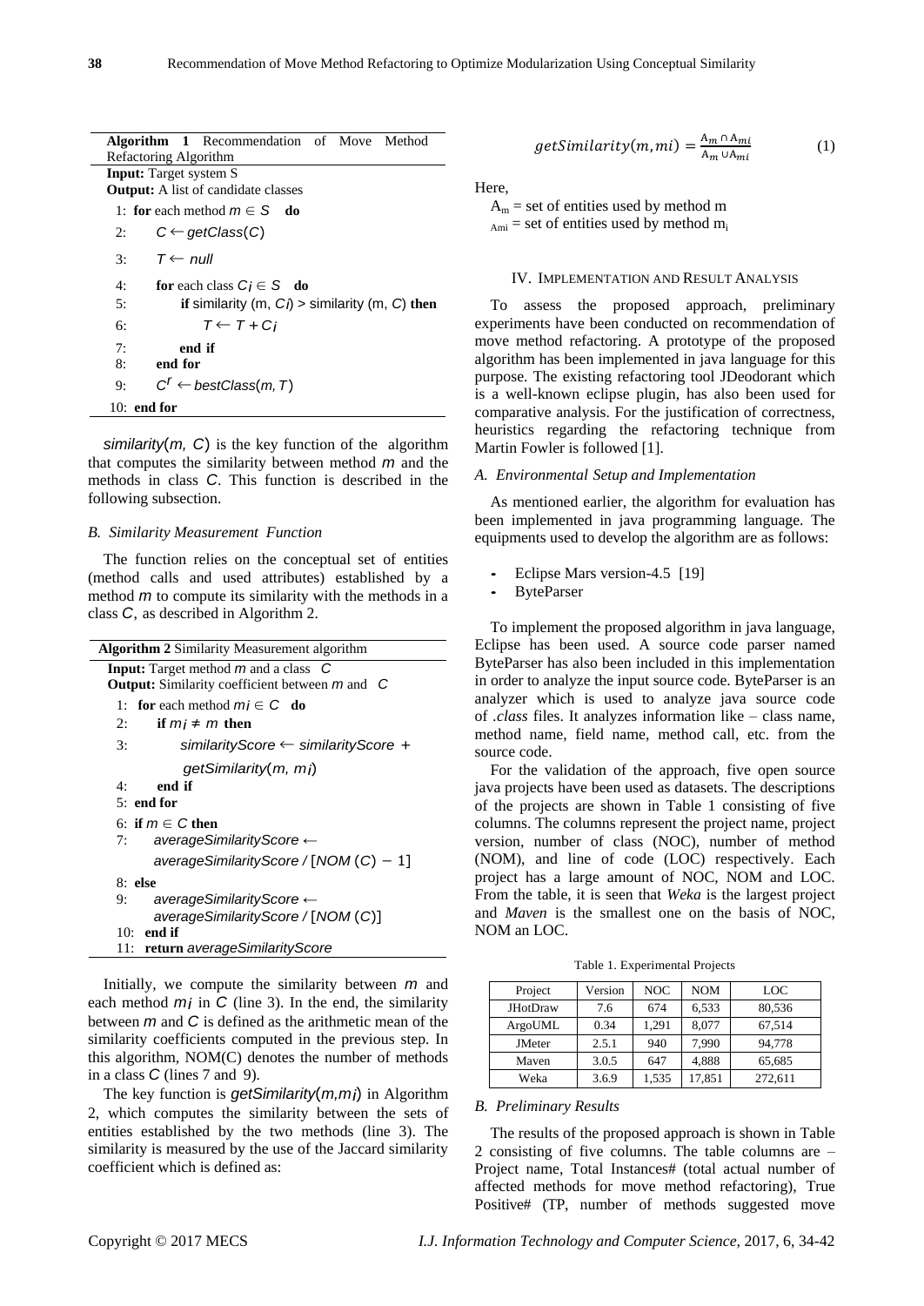**Algorithm 1** Recommendation of Move Method Refactoring Algorithm

**Input:** Target system S
**Output:** A list of candidate classes

```
1:  for each method m ∈ S do
2:      C ← getClass(C)
3:      T ← null
4:      for each class Ci ∈ S do
5:          if similarity (m, Ci) > similarity (m, C) then
6:              T ← T + Ci
7:          end if
8:      end for
9:      C^r ← bestClass(m, T)
10: end for
```

*similarity*$(m, C)$ is the key function of the algorithm that computes the similarity between method $m$ and the methods in class $C$. This function is described in the following subsection.

### B. Similarity Measurement Function

The function relies on the conceptual set of entities (method calls and used attributes) established by a method $m$ to compute its similarity with the methods in a class $C$, as described in Algorithm 2.

**Algorithm 2** Similarity Measurement algorithm

**Input:** Target method $m$ and a class $C$
**Output:** Similarity coefficient between $m$ and $C$

```
1:  for each method mi ∈ C do
2:      if mi ≠ m then
3:          similarityScore ← similarityScore +
            getSimilarity(m, mi)
4:      end if
5:  end for
6:  if m ∈ C then
7:      averageSimilarityScore ←
        averageSimilarityScore / [NOM (C) − 1]
8:  else
9:      averageSimilarityScore ←
        averageSimilarityScore / [NOM (C)]
10: end if
11: return averageSimilarityScore
```

Initially, we compute the similarity between $m$ and each method $m_i$ in $C$ (line 3). In the end, the similarity between $m$ and $C$ is defined as the arithmetic mean of the similarity coefficients computed in the previous step. In this algorithm, NOM(C) denotes the number of methods in a class $C$ (lines 7 and 9).

The key function is *getSimilarity*$(m,m_i)$ in Algorithm 2, which computes the similarity between the sets of entities established by the two methods (line 3). The similarity is measured by the use of the Jaccard similarity coefficient which is defined as:

$$getSimilarity(m, mi) = \frac{A_m \cap A_{mi}}{A_m \cup A_{mi}} \quad (1)$$

Here,

$A_m$ = set of entities used by method m
$A_{mi}$ = set of entities used by method $m_i$

## IV. Implementation and Result Analysis

To assess the proposed approach, preliminary experiments have been conducted on recommendation of move method refactoring. A prototype of the proposed algorithm has been implemented in java language for this purpose. The existing refactoring tool JDeodorant which is a well-known eclipse plugin, has also been used for comparative analysis. For the justification of correctness, heuristics regarding the refactoring technique from Martin Fowler is followed [1].

### A. Environmental Setup and Implementation

As mentioned earlier, the algorithm for evaluation has been implemented in java programming language. The equipments used to develop the algorithm are as follows:

- Eclipse Mars version-4.5 [19]
- ByteParser

To implement the proposed algorithm in java language, Eclipse has been used. A source code parser named ByteParser has also been included in this implementation in order to analyze the input source code. ByteParser is an analyzer which is used to analyze java source code of *.class* files. It analyzes information like – class name, method name, field name, method call, etc. from the source code.

For the validation of the approach, five open source java projects have been used as datasets. The descriptions of the projects are shown in Table 1 consisting of five columns. The columns represent the project name, project version, number of class (NOC), number of method (NOM), and line of code (LOC) respectively. Each project has a large amount of NOC, NOM and LOC. From the table, it is seen that *Weka* is the largest project and *Maven* is the smallest one on the basis of NOC, NOM an LOC.

Table 1. Experimental Projects

| Project | Version | NOC | NOM | LOC |
|---|---|---|---|---|
| JHotDraw | 7.6 | 674 | 6,533 | 80,536 |
| ArgoUML | 0.34 | 1,291 | 8,077 | 67,514 |
| JMeter | 2.5.1 | 940 | 7,990 | 94,778 |
| Maven | 3.0.5 | 647 | 4,888 | 65,685 |
| Weka | 3.6.9 | 1,535 | 17,851 | 272,611 |

### B. Preliminary Results

The results of the proposed approach is shown in Table 2 consisting of five columns. The table columns are – Project name, Total Instances# (total actual number of affected methods for move method refactoring), True Positive# (TP, number of methods suggested move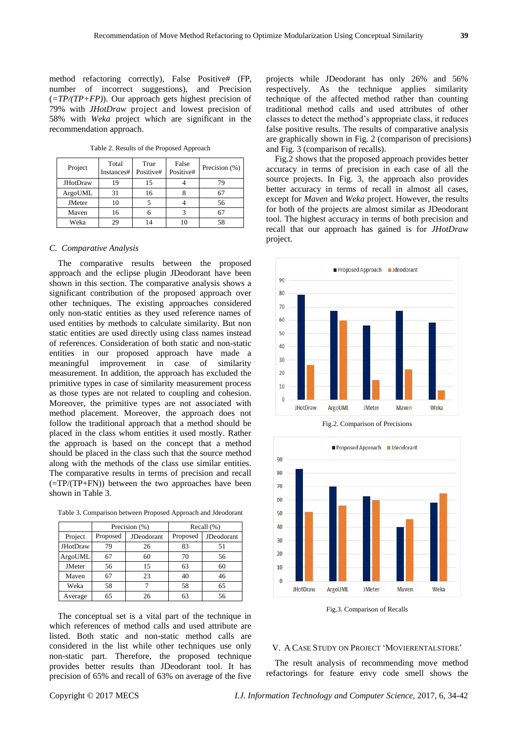method refactoring correctly), False Positive# (FP, number of incorrect suggestions), and Precision (=*TP/(TP+FP)*). Our approach gets highest precision of 79% with *JHotDraw* project and lowest precision of 58% with *Weka* project which are significant in the recommendation approach.

Table 2. Results of the Proposed Approach

| Project | Total Instances# | True Positive# | False Positive# | Precision (%) |
|---|---|---|---|---|
| JHotDraw | 19 | 15 | 4 | 79 |
| ArgoUML | 31 | 16 | 8 | 67 |
| JMeter | 10 | 5 | 4 | 56 |
| Maven | 16 | 6 | 3 | 67 |
| Weka | 29 | 14 | 10 | 58 |

### C. Comparative Analysis

The comparative results between the proposed approach and the eclipse plugin JDeodorant have been shown in this section. The comparative analysis shows a significant contribution of the proposed approach over other techniques. The existing approaches considered only non-static entities as they used reference names of used entities by methods to calculate similarity. But non static entities are used directly using class names instead of references. Consideration of both static and non-static entities in our proposed approach have made a meaningful improvement in case of similarity measurement. In addition, the approach has excluded the primitive types in case of similarity measurement process as those types are not related to coupling and cohesion. Moreover, the primitive types are not associated with method placement. Moreover, the approach does not follow the traditional approach that a method should be placed in the class whom entities it used mostly. Rather the approach is based on the concept that a method should be placed in the class such that the source method along with the methods of the class use similar entities. The comparative results in terms of precision and recall (=TP/(TP+FN)) between the two approaches have been shown in Table 3.

Table 3. Comparison between Proposed Approach and Jdeodorant

| | Precision (%) | | Recall (%) | |
|---|---|---|---|---|
| Project | Proposed | JDeodorant | Proposed | JDeodorant |
| JHotDraw | 79 | 26 | 83 | 51 |
| ArgoUML | 67 | 60 | 70 | 56 |
| JMeter | 56 | 15 | 63 | 60 |
| Maven | 67 | 23 | 40 | 46 |
| Weka | 58 | 7 | 58 | 65 |
| Average | 65 | 26 | 63 | 56 |

The conceptual set is a vital part of the technique in which references of method calls and used attribute are listed. Both static and non-static method calls are considered in the list while other techniques use only non-static part. Therefore, the proposed technique provides better results than JDeodorant tool. It has precision of 65% and recall of 63% on average of the five projects while JDeodorant has only 26% and 56% respectively. As the technique applies similarity technique of the affected method rather than counting traditional method calls and used attributes of other classes to detect the method's appropriate class, it reduces false positive results. The results of comparative analysis are graphically shown in Fig. 2 (comparison of precisions) and Fig. 3 (comparison of recalls).

Fig.2 shows that the proposed approach provides better accuracy in terms of precision in each case of all the source projects. In Fig. 3, the approach also provides better accuracy in terms of recall in almost all cases, except for *Maven* and *Weka* project. However, the results for both of the projects are almost similar as JDeodorant tool. The highest accuracy in terms of both precision and recall that our approach has gained is for *JHotDraw* project.

Fig.2. Comparison of Precisions

Fig.3. Comparison of Recalls

## V. A Case Study on Project 'MovieRentalStore'

The result analysis of recommending move method refactorings for feature envy code smell shows the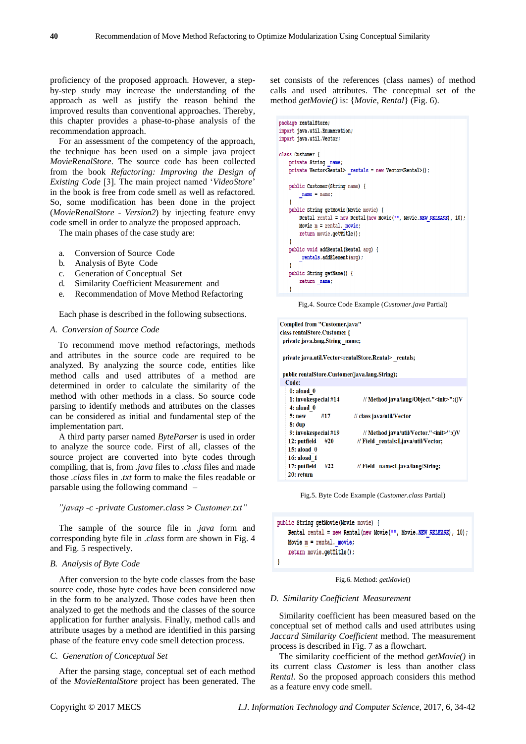proficiency of the proposed approach. However, a step-by-step study may increase the understanding of the approach as well as justify the reason behind the improved results than conventional approaches. Thereby, this chapter provides a phase-to-phase analysis of the recommendation approach.

For an assessment of the competency of the approach, the technique has been used on a simple java project *MovieRenalStore*. The source code has been collected from the book *Refactoring: Improving the Design of Existing Code* [3]. The main project named '*VideoStore*' in the book is free from code smell as well as refactored. So, some modification has been done in the project (*MovieRenalStore - Version2*) by injecting feature envy code smell in order to analyze the proposed approach.

The main phases of the case study are:

a. Conversion of Source Code
b. Analysis of Byte Code
c. Generation of Conceptual Set
d. Similarity Coefficient Measurement and
e. Recommendation of Move Method Refactoring

Each phase is described in the following subsections.

### A. Conversion of Source Code

To recommend move method refactorings, methods and attributes in the source code are required to be analyzed. By analyzing the source code, entities like method calls and used attributes of a method are determined in order to calculate the similarity of the method with other methods in a class. So source code parsing to identify methods and attributes on the classes can be considered as initial and fundamental step of the implementation part.

A third party parser named *ByteParser* is used in order to analyze the source code. First of all, classes of the source project are converted into byte codes through compiling, that is, from *.java* files to *.class* files and made those *.class* files in *.txt* form to make the files readable or parsable using the following command –

*"javap -c -private Customer.class > Customer.txt"*

The sample of the source file in *.java* form and corresponding byte file in *.class* form are shown in Fig. 4 and Fig. 5 respectively.

### B. Analysis of Byte Code

After conversion to the byte code classes from the base source code, those byte codes have been considered now in the form to be analyzed. Those codes have been analyzed to get the methods and the classes of the source application for further analysis. Finally, method calls and attribute usages by a method are identified in this parsing phase of the feature envy code smell detection process.

### C. Generation of Conceptual Set

After the parsing stage, conceptual set of each method of the *MovieRentalStore* project has been generated. The set consists of the references (class names) of method calls and used attributes. The conceptual set of the method *getMovie()* is: {*Movie, Rental*} (Fig. 6).

```
package rentalStore;
import java.util.Enumeration;
import java.util.Vector;

class Customer {
    private String _name;
    private Vector<Rental> _rentals = new Vector<Rental>();

    public Customer(String name) {
        _name = name;
    }
    public String getMovie(Movie movie) {
        Rental rental = new Rental(new Movie("", Movie.NEW_RELEASE), 10);
        Movie m = rental._movie;
        return movie.getTitle();
    }
    public void addRental(Rental arg) {
        _rentals.addElement(arg);
    }
    public String getName() {
        return _name;
    }
```

Fig.4. Source Code Example (*Customer.java* Partial)

```
Compiled from "Customer.java"
class rentalStore.Customer {
  private java.lang.String _name;

  private java.util.Vector<rentalStore.Rental> _rentals;

  public rentalStore.Customer(java.lang.String);
   Code:
     0: aload_0
     1: invokespecial #14        // Method java/lang/Object."<init>":()V
     4: aload_0
     5: new        #17       // class java/util/Vector
     8: dup
     9: invokespecial #19        // Method java/util/Vector."<init>":()V
    12: putfield    #20       // Field _rentals:Ljava/util/Vector;
    15: aload_0
    16: aload_1
    17: putfield    #22       // Field _name:Ljava/lang/String;
    20: return
```

Fig.5. Byte Code Example (*Customer.class* Partial)

```
public String getMovie(Movie movie) {
    Rental rental = new Rental(new Movie("", Movie.NEW_RELEASE), 10);
    Movie m = rental._movie;
    return movie.getTitle();
}
```

Fig.6. Method: *getMovie*()

### D. Similarity Coefficient Measurement

Similarity coefficient has been measured based on the conceptual set of method calls and used attributes using *Jaccard Similarity Coefficient* method. The measurement process is described in Fig. 7 as a flowchart.

The similarity coefficient of the method *getMovie()* in its current class *Customer* is less than another class *Rental*. So the proposed approach considers this method as a feature envy code smell.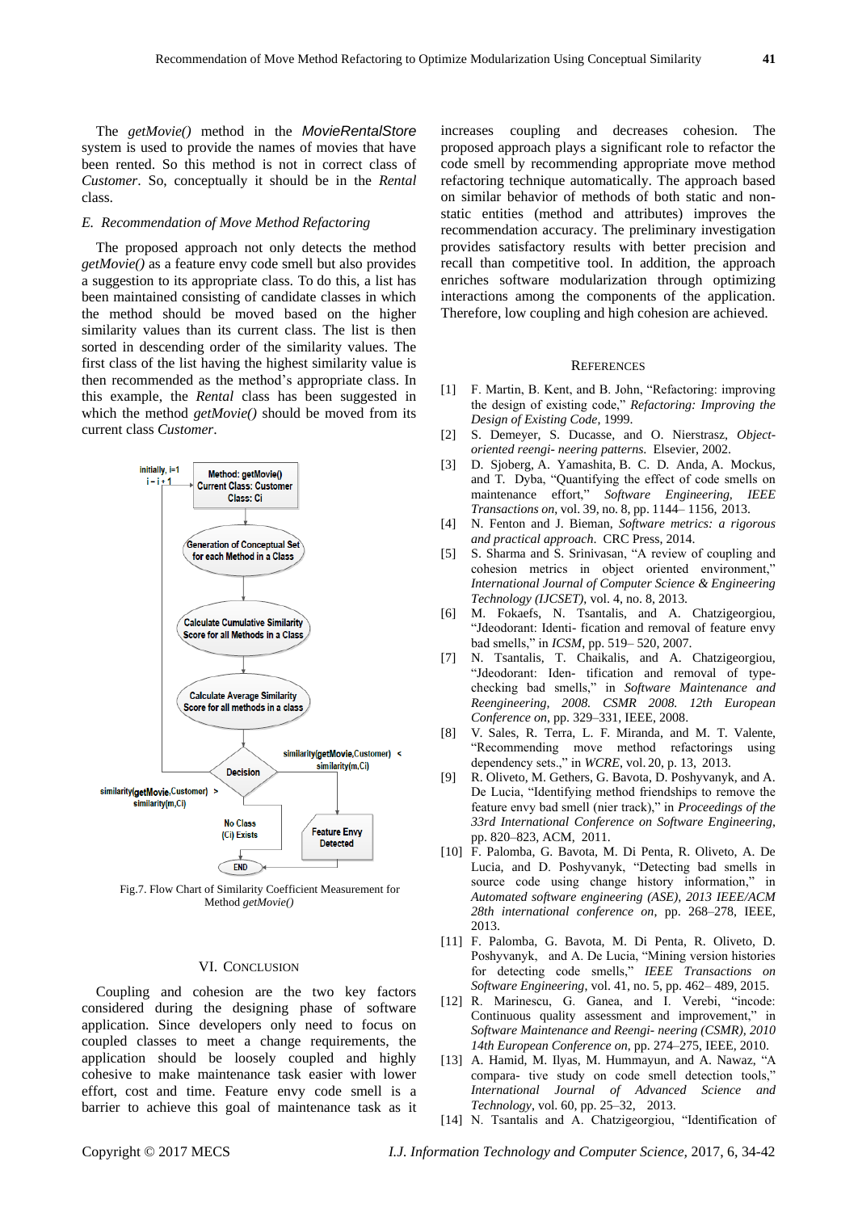The *getMovie()* method in the *MovieRentalStore* system is used to provide the names of movies that have been rented. So this method is not in correct class of *Customer*. So, conceptually it should be in the *Rental* class.

### *E. Recommendation of Move Method Refactoring*

The proposed approach not only detects the method *getMovie()* as a feature envy code smell but also provides a suggestion to its appropriate class. To do this, a list has been maintained consisting of candidate classes in which the method should be moved based on the higher similarity values than its current class. The list is then sorted in descending order of the similarity values. The first class of the list having the highest similarity value is then recommended as the method's appropriate class. In this example, the *Rental* class has been suggested in which the method *getMovie()* should be moved from its current class *Customer*.

Fig.7. Flow Chart of Similarity Coefficient Measurement for Method *getMovie()*

## VI. Conclusion

Coupling and cohesion are the two key factors considered during the designing phase of software application. Since developers only need to focus on coupled classes to meet a change requirements, the application should be loosely coupled and highly cohesive to make maintenance task easier with lower effort, cost and time. Feature envy code smell is a barrier to achieve this goal of maintenance task as it increases coupling and decreases cohesion. The proposed approach plays a significant role to refactor the code smell by recommending appropriate move method refactoring technique automatically. The approach based on similar behavior of methods of both static and non-static entities (method and attributes) improves the recommendation accuracy. The preliminary investigation provides satisfactory results with better precision and recall than competitive tool. In addition, the approach enriches software modularization through optimizing interactions among the components of the application. Therefore, low coupling and high cohesion are achieved.

## References

[1] F. Martin, B. Kent, and B. John, "Refactoring: improving the design of existing code," *Refactoring: Improving the Design of Existing Code*, 1999.

[2] S. Demeyer, S. Ducasse, and O. Nierstrasz, *Object-oriented reengi- neering patterns*. Elsevier, 2002.

[3] D. Sjoberg, A. Yamashita, B. C. D. Anda, A. Mockus, and T. Dyba, "Quantifying the effect of code smells on maintenance effort," *Software Engineering, IEEE Transactions on*, vol. 39, no. 8, pp. 1144– 1156, 2013.

[4] N. Fenton and J. Bieman, *Software metrics: a rigorous and practical approach*. CRC Press, 2014.

[5] S. Sharma and S. Srinivasan, "A review of coupling and cohesion metrics in object oriented environment," *International Journal of Computer Science & Engineering Technology (IJCSET)*, vol. 4, no. 8, 2013.

[6] M. Fokaefs, N. Tsantalis, and A. Chatzigeorgiou, "Jdeodorant: Identi- fication and removal of feature envy bad smells," in *ICSM*, pp. 519– 520, 2007.

[7] N. Tsantalis, T. Chaikalis, and A. Chatzigeorgiou, "Jdeodorant: Iden- tification and removal of type-checking bad smells," in *Software Maintenance and Reengineering, 2008. CSMR 2008. 12th European Conference on*, pp. 329–331, IEEE, 2008.

[8] V. Sales, R. Terra, L. F. Miranda, and M. T. Valente, "Recommending move method refactorings using dependency sets.," in *WCRE*, vol. 20, p. 13, 2013.

[9] R. Oliveto, M. Gethers, G. Bavota, D. Poshyvanyk, and A. De Lucia, "Identifying method friendships to remove the feature envy bad smell (nier track)," in *Proceedings of the 33rd International Conference on Software Engineering*, pp. 820–823, ACM, 2011.

[10] F. Palomba, G. Bavota, M. Di Penta, R. Oliveto, A. De Lucia, and D. Poshyvanyk, "Detecting bad smells in source code using change history information," in *Automated software engineering (ASE), 2013 IEEE/ACM 28th international conference on*, pp. 268–278, IEEE, 2013.

[11] F. Palomba, G. Bavota, M. Di Penta, R. Oliveto, D. Poshyvanyk, and A. De Lucia, "Mining version histories for detecting code smells," *IEEE Transactions on Software Engineering*, vol. 41, no. 5, pp. 462– 489, 2015.

[12] R. Marinescu, G. Ganea, and I. Verebi, "incode: Continuous quality assessment and improvement," in *Software Maintenance and Reengi- neering (CSMR), 2010 14th European Conference on*, pp. 274–275, IEEE, 2010.

[13] A. Hamid, M. Ilyas, M. Hummayun, and A. Nawaz, "A compara- tive study on code smell detection tools," *International Journal of Advanced Science and Technology*, vol. 60, pp. 25–32, 2013.

[14] N. Tsantalis and A. Chatzigeorgiou, "Identification of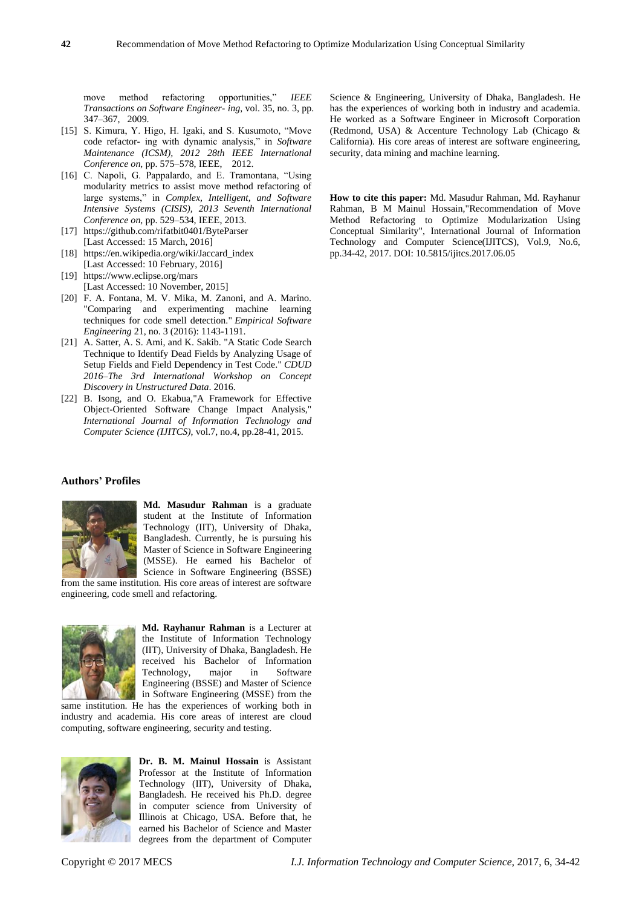move method refactoring opportunities," *IEEE Transactions on Software Engineer- ing*, vol. 35, no. 3, pp. 347–367, 2009.

[15] S. Kimura, Y. Higo, H. Igaki, and S. Kusumoto, "Move code refactor- ing with dynamic analysis," in *Software Maintenance (ICSM), 2012 28th IEEE International Conference on*, pp. 575–578, IEEE, 2012.

[16] C. Napoli, G. Pappalardo, and E. Tramontana, "Using modularity metrics to assist move method refactoring of large systems," in *Complex, Intelligent, and Software Intensive Systems (CISIS), 2013 Seventh International Conference on*, pp. 529–534, IEEE, 2013.

[17] https://github.com/rifatbit0401/ByteParser [Last Accessed: 15 March, 2016]

[18] https://en.wikipedia.org/wiki/Jaccard_index [Last Accessed: 10 February, 2016]

[19] https://www.eclipse.org/mars [Last Accessed: 10 November, 2015]

[20] F. A. Fontana, M. V. Mika, M. Zanoni, and A. Marino. "Comparing and experimenting machine learning techniques for code smell detection." *Empirical Software Engineering* 21, no. 3 (2016): 1143-1191.

[21] A. Satter, A. S. Ami, and K. Sakib. "A Static Code Search Technique to Identify Dead Fields by Analyzing Usage of Setup Fields and Field Dependency in Test Code." *CDUD 2016–The 3rd International Workshop on Concept Discovery in Unstructured Data*. 2016.

[22] B. Isong, and O. Ekabua,"A Framework for Effective Object-Oriented Software Change Impact Analysis," *International Journal of Information Technology and Computer Science (IJITCS)*, vol.7, no.4, pp.28-41, 2015.

## Authors' Profiles

**Md. Masudur Rahman** is a graduate student at the Institute of Information Technology (IIT), University of Dhaka, Bangladesh. Currently, he is pursuing his Master of Science in Software Engineering (MSSE). He earned his Bachelor of Science in Software Engineering (BSSE) from the same institution. His core areas of interest are software engineering, code smell and refactoring.

**Md. Rayhanur Rahman** is a Lecturer at the Institute of Information Technology (IIT), University of Dhaka, Bangladesh. He received his Bachelor of Information Technology, major in Software Engineering (BSSE) and Master of Science in Software Engineering (MSSE) from the same institution. He has the experiences of working both in industry and academia. His core areas of interest are cloud computing, software engineering, security and testing.

**Dr. B. M. Mainul Hossain** is Assistant Professor at the Institute of Information Technology (IIT), University of Dhaka, Bangladesh. He received his Ph.D. degree in computer science from University of Illinois at Chicago, USA. Before that, he earned his Bachelor of Science and Master degrees from the department of Computer Science & Engineering, University of Dhaka, Bangladesh. He has the experiences of working both in industry and academia. He worked as a Software Engineer in Microsoft Corporation (Redmond, USA) & Accenture Technology Lab (Chicago & California). His core areas of interest are software engineering, security, data mining and machine learning.

**How to cite this paper:** Md. Masudur Rahman, Md. Rayhanur Rahman, B M Mainul Hossain,"Recommendation of Move Method Refactoring to Optimize Modularization Using Conceptual Similarity", International Journal of Information Technology and Computer Science(IJITCS), Vol.9, No.6, pp.34-42, 2017. DOI: 10.5815/ijitcs.2017.06.05